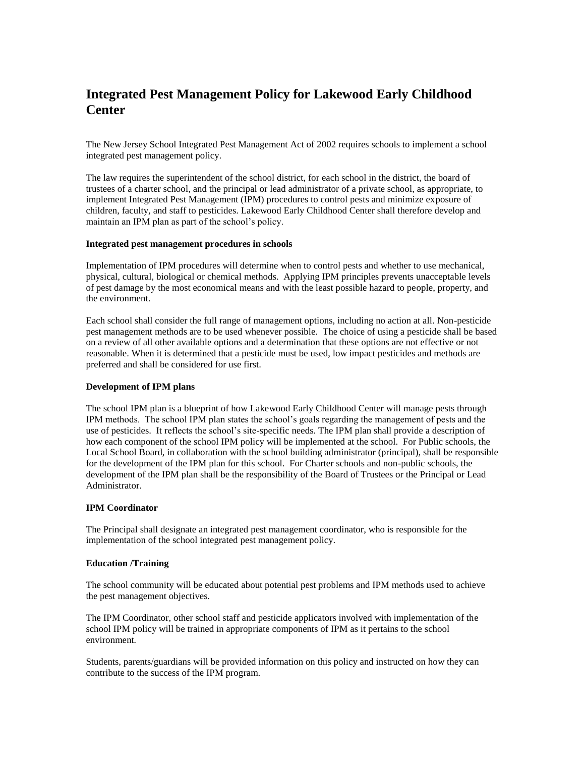# Integrated Pest Management Policy for Lakewood Early Childhood Center

The New Jersey School Integrated Pest Management Act of 2002 requires schools to implement a school integrated pest management policy.

The law requires the superintendent of the school district, for each school in the district, the board of trustees of a charter school, and the principal or lead administrator of a private school, as appropriate, to implement Integrated Pest Management (IPM) procedures to control pests and minimize exposure of children, faculty, and staff to pesticides. Lakewood Early Childhood Center shall therefore develop and maintain an IPM plan as part of the school's policy.

**Integrated pest management procedures in schools**

Implementation of IPM procedures will determine when to control pests and whether to use mechanical, physical, cultural, biological or chemical methods. Applying IPM principles prevents unacceptable levels of pest damage by the most economical means and with the least possible hazard to people, property, and the environment.

Each school shall consider the full range of management options, including no action at all. Non-pesticide pest management methods are to be used whenever possible. The choice of using a pesticide shall be based on a review of all other available options and a determination that these options are not effective or not reasonable. When it is determined that a pesticide must be used, low impact pesticides and methods are preferred and shall be considered for use first.

**Development of IPM plans**

The school IPM plan is a blueprint of how Lakewood Early Childhood Center will manage pests through IPM methods. The school IPM plan states the school's goals regarding the management of pests and the use of pesticides. It reflects the school's site-specific needs. The IPM plan shall provide a description of how each component of the school IPM policy will be implemented at the school. For Public schools, the Local School Board, in collaboration with the school building administrator (principal), shall be responsible for the development of the IPM plan for this school. For Charter schools and non-public schools, the development of the IPM plan shall be the responsibility of the Board of Trustees or the Principal or Lead Administrator.

**IPM Coordinator**

The Principal shall designate an integrated pest management coordinator, who is responsible for the implementation of the school integrated pest management policy.

**Education /Training**

The school community will be educated about potential pest problems and IPM methods used to achieve the pest management objectives.

The IPM Coordinator, other school staff and pesticide applicators involved with implementation of the school IPM policy will be trained in appropriate components of IPM as it pertains to the school environment.

Students, parents/guardians will be provided information on this policy and instructed on how they can contribute to the success of the IPM program.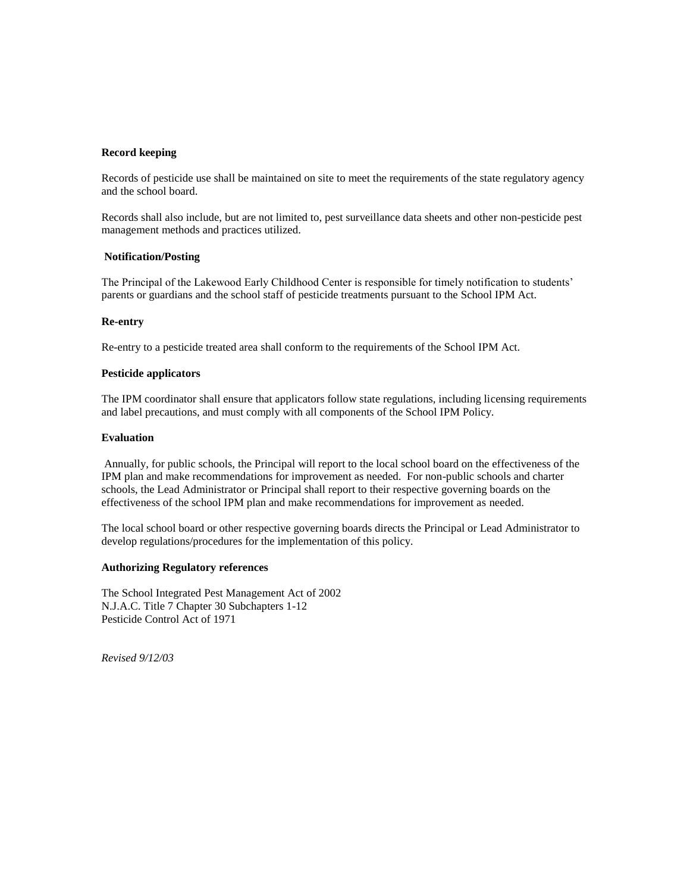**Record keeping**

Records of pesticide use shall be maintained on site to meet the requirements of the state regulatory agency and the school board.

Records shall also include, but are not limited to, pest surveillance data sheets and other non-pesticide pest management methods and practices utilized.

**Notification/Posting**

The Principal of the Lakewood Early Childhood Center is responsible for timely notification to students' parents or guardians and the school staff of pesticide treatments pursuant to the School IPM Act.

**Re-entry**

Re-entry to a pesticide treated area shall conform to the requirements of the School IPM Act.

**Pesticide applicators**

The IPM coordinator shall ensure that applicators follow state regulations, including licensing requirements and label precautions, and must comply with all components of the School IPM Policy.

**Evaluation**

Annually, for public schools, the Principal will report to the local school board on the effectiveness of the IPM plan and make recommendations for improvement as needed. For non-public schools and charter schools, the Lead Administrator or Principal shall report to their respective governing boards on the effectiveness of the school IPM plan and make recommendations for improvement as needed.

The local school board or other respective governing boards directs the Principal or Lead Administrator to develop regulations/procedures for the implementation of this policy.

**Authorizing Regulatory references**

The School Integrated Pest Management Act of 2002
N.J.A.C. Title 7 Chapter 30 Subchapters 1-12
Pesticide Control Act of 1971

*Revised 9/12/03*